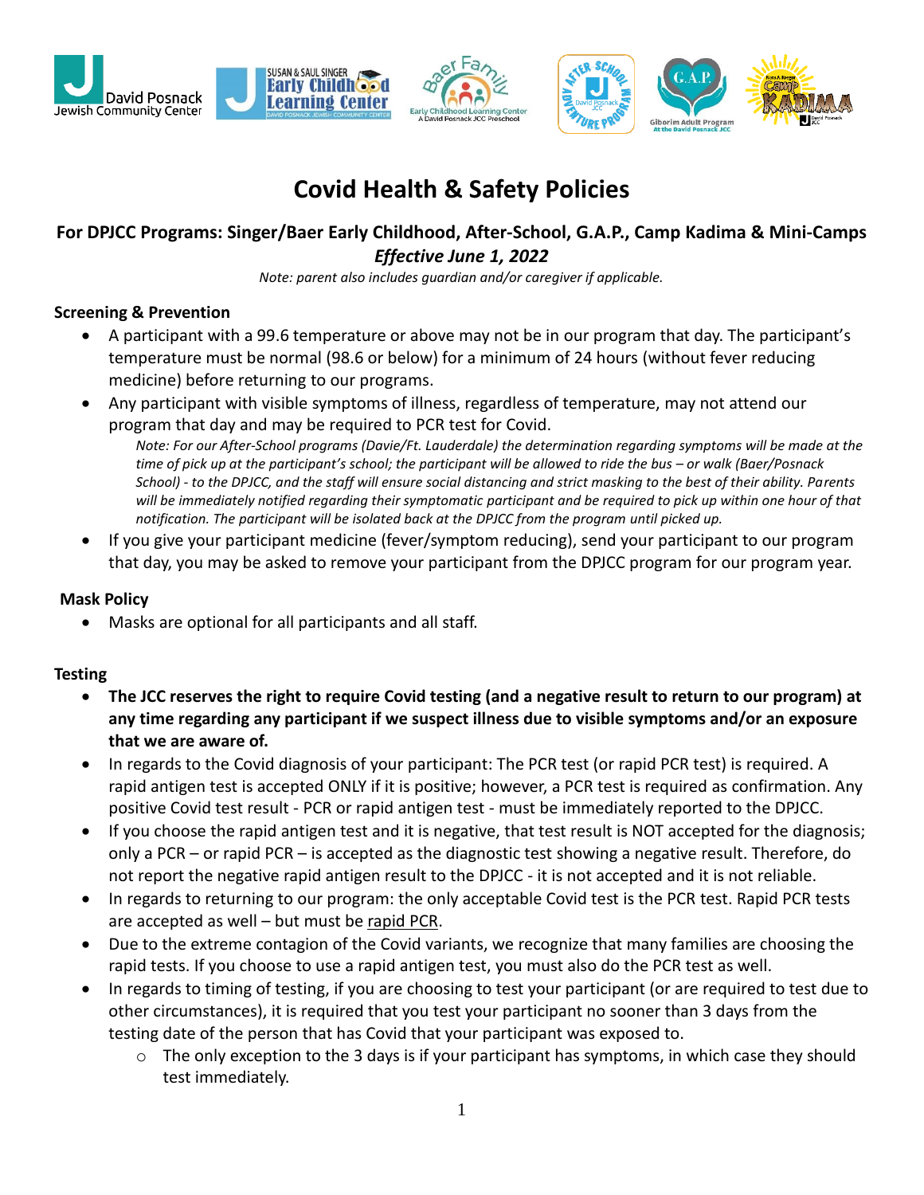# Covid Health & Safety Policies

## For DPJCC Programs: Singer/Baer Early Childhood, After-School, G.A.P., Camp Kadima & Mini-Camps

***Effective June 1, 2022***

*Note: parent also includes guardian and/or caregiver if applicable.*

### Screening & Prevention

- A participant with a 99.6 temperature or above may not be in our program that day. The participant's temperature must be normal (98.6 or below) for a minimum of 24 hours (without fever reducing medicine) before returning to our programs.
- Any participant with visible symptoms of illness, regardless of temperature, may not attend our program that day and may be required to PCR test for Covid.

  *Note: For our After-School programs (Davie/Ft. Lauderdale) the determination regarding symptoms will be made at the time of pick up at the participant's school; the participant will be allowed to ride the bus – or walk (Baer/Posnack School) - to the DPJCC, and the staff will ensure social distancing and strict masking to the best of their ability. Parents will be immediately notified regarding their symptomatic participant and be required to pick up within one hour of that notification. The participant will be isolated back at the DPJCC from the program until picked up.*
- If you give your participant medicine (fever/symptom reducing), send your participant to our program that day, you may be asked to remove your participant from the DPJCC program for our program year.

### Mask Policy

- Masks are optional for all participants and all staff.

### Testing

- **The JCC reserves the right to require Covid testing (and a negative result to return to our program) at any time regarding any participant if we suspect illness due to visible symptoms and/or an exposure that we are aware of.**
- In regards to the Covid diagnosis of your participant: The PCR test (or rapid PCR test) is required. A rapid antigen test is accepted ONLY if it is positive; however, a PCR test is required as confirmation. Any positive Covid test result - PCR or rapid antigen test - must be immediately reported to the DPJCC.
- If you choose the rapid antigen test and it is negative, that test result is NOT accepted for the diagnosis; only a PCR – or rapid PCR – is accepted as the diagnostic test showing a negative result. Therefore, do not report the negative rapid antigen result to the DPJCC - it is not accepted and it is not reliable.
- In regards to returning to our program: the only acceptable Covid test is the PCR test. Rapid PCR tests are accepted as well – but must be <u>rapid PCR</u>.
- Due to the extreme contagion of the Covid variants, we recognize that many families are choosing the rapid tests. If you choose to use a rapid antigen test, you must also do the PCR test as well.
- In regards to timing of testing, if you are choosing to test your participant (or are required to test due to other circumstances), it is required that you test your participant no sooner than 3 days from the testing date of the person that has Covid that your participant was exposed to.
  - The only exception to the 3 days is if your participant has symptoms, in which case they should test immediately.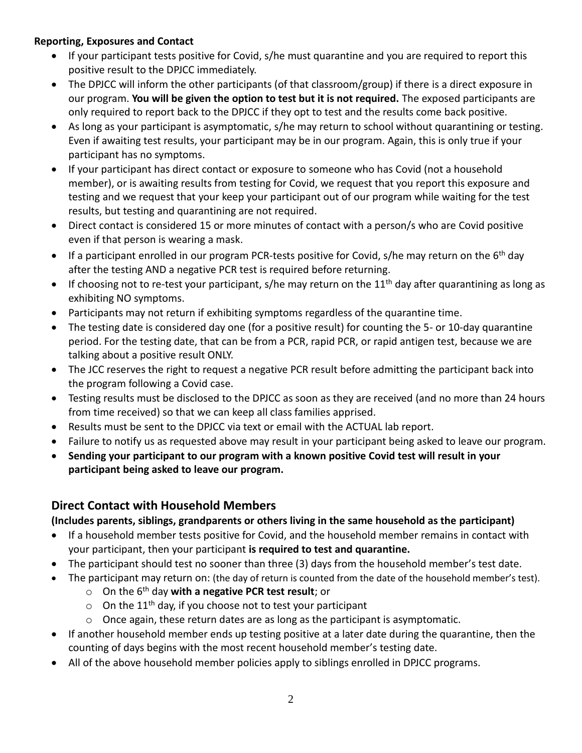**Reporting, Exposures and Contact**

- If your participant tests positive for Covid, s/he must quarantine and you are required to report this positive result to the DPJCC immediately.
- The DPJCC will inform the other participants (of that classroom/group) if there is a direct exposure in our program. **You will be given the option to test but it is not required.** The exposed participants are only required to report back to the DPJCC if they opt to test and the results come back positive.
- As long as your participant is asymptomatic, s/he may return to school without quarantining or testing. Even if awaiting test results, your participant may be in our program. Again, this is only true if your participant has no symptoms.
- If your participant has direct contact or exposure to someone who has Covid (not a household member), or is awaiting results from testing for Covid, we request that you report this exposure and testing and we request that your keep your participant out of our program while waiting for the test results, but testing and quarantining are not required.
- Direct contact is considered 15 or more minutes of contact with a person/s who are Covid positive even if that person is wearing a mask.
- If a participant enrolled in our program PCR-tests positive for Covid, s/he may return on the 6th day after the testing AND a negative PCR test is required before returning.
- If choosing not to re-test your participant, s/he may return on the 11th day after quarantining as long as exhibiting NO symptoms.
- Participants may not return if exhibiting symptoms regardless of the quarantine time.
- The testing date is considered day one (for a positive result) for counting the 5- or 10-day quarantine period. For the testing date, that can be from a PCR, rapid PCR, or rapid antigen test, because we are talking about a positive result ONLY.
- The JCC reserves the right to request a negative PCR result before admitting the participant back into the program following a Covid case.
- Testing results must be disclosed to the DPJCC as soon as they are received (and no more than 24 hours from time received) so that we can keep all class families apprised.
- Results must be sent to the DPJCC via text or email with the ACTUAL lab report.
- Failure to notify us as requested above may result in your participant being asked to leave our program.
- **Sending your participant to our program with a known positive Covid test will result in your participant being asked to leave our program.**

## Direct Contact with Household Members

**(Includes parents, siblings, grandparents or others living in the same household as the participant)**

- If a household member tests positive for Covid, and the household member remains in contact with your participant, then your participant **is required to test and quarantine.**
- The participant should test no sooner than three (3) days from the household member's test date.
- The participant may return on: (the day of return is counted from the date of the household member's test).
  - On the 6th day **with a negative PCR test result**; or
  - On the 11th day, if you choose not to test your participant
  - Once again, these return dates are as long as the participant is asymptomatic.
- If another household member ends up testing positive at a later date during the quarantine, then the counting of days begins with the most recent household member's testing date.
- All of the above household member policies apply to siblings enrolled in DPJCC programs.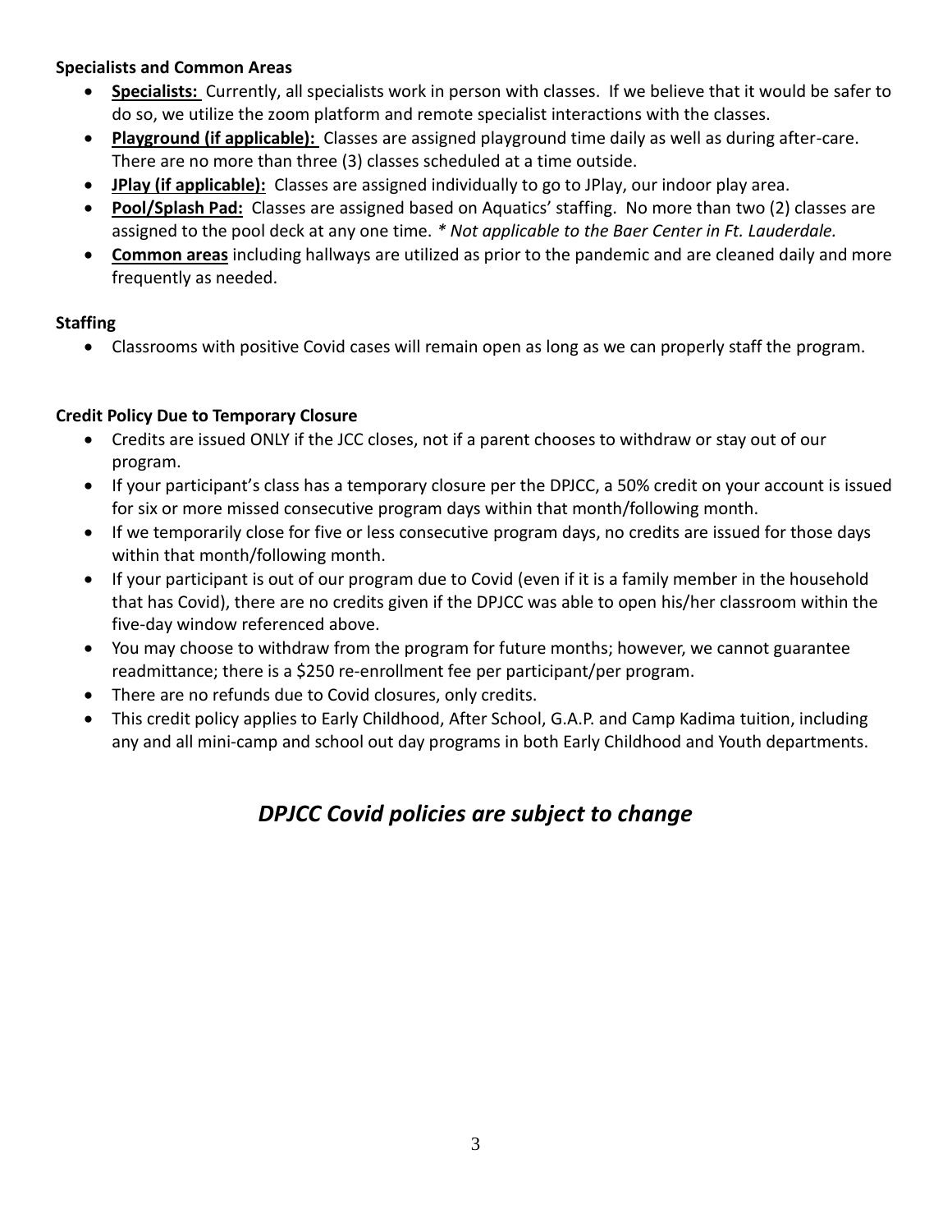**Specialists and Common Areas**

- **Specialists:** Currently, all specialists work in person with classes. If we believe that it would be safer to do so, we utilize the zoom platform and remote specialist interactions with the classes.
- **Playground (if applicable):** Classes are assigned playground time daily as well as during after-care. There are no more than three (3) classes scheduled at a time outside.
- **JPlay (if applicable):** Classes are assigned individually to go to JPlay, our indoor play area.
- **Pool/Splash Pad:** Classes are assigned based on Aquatics' staffing. No more than two (2) classes are assigned to the pool deck at any one time. *\* Not applicable to the Baer Center in Ft. Lauderdale.*
- **Common areas** including hallways are utilized as prior to the pandemic and are cleaned daily and more frequently as needed.

**Staffing**

- Classrooms with positive Covid cases will remain open as long as we can properly staff the program.

**Credit Policy Due to Temporary Closure**

- Credits are issued ONLY if the JCC closes, not if a parent chooses to withdraw or stay out of our program.
- If your participant's class has a temporary closure per the DPJCC, a 50% credit on your account is issued for six or more missed consecutive program days within that month/following month.
- If we temporarily close for five or less consecutive program days, no credits are issued for those days within that month/following month.
- If your participant is out of our program due to Covid (even if it is a family member in the household that has Covid), there are no credits given if the DPJCC was able to open his/her classroom within the five-day window referenced above.
- You may choose to withdraw from the program for future months; however, we cannot guarantee readmittance; there is a $250 re-enrollment fee per participant/per program.
- There are no refunds due to Covid closures, only credits.
- This credit policy applies to Early Childhood, After School, G.A.P. and Camp Kadima tuition, including any and all mini-camp and school out day programs in both Early Childhood and Youth departments.

## *DPJCC Covid policies are subject to change*